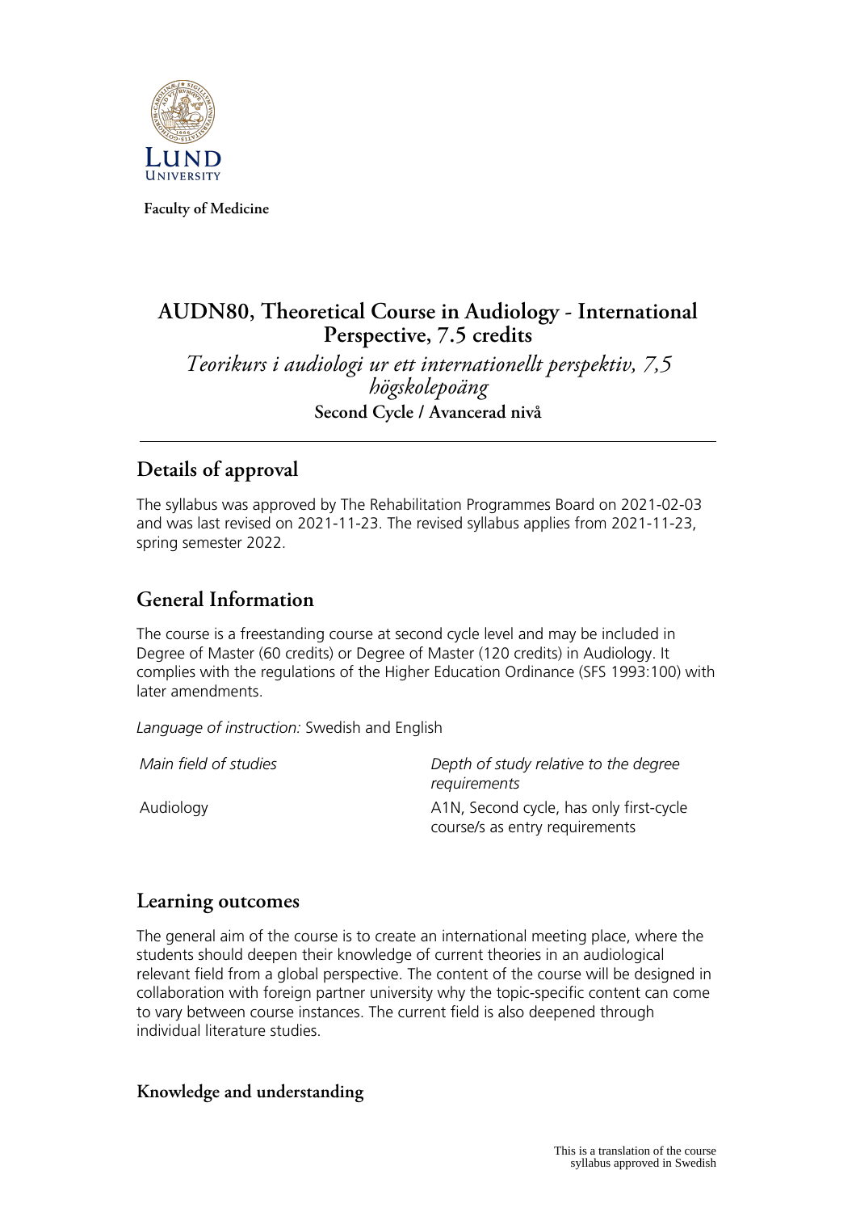Faculty of Medicine

# AUDN80, Theoretical Course in Audiology - International Perspective, 7.5 credits

*Teorikurs i audiologi ur ett internationellt perspektiv, 7,5 högskolepoäng*

**Second Cycle / Avancerad nivå**

## Details of approval

The syllabus was approved by The Rehabilitation Programmes Board on 2021-02-03 and was last revised on 2021-11-23. The revised syllabus applies from 2021-11-23, spring semester 2022.

## General Information

The course is a freestanding course at second cycle level and may be included in Degree of Master (60 credits) or Degree of Master (120 credits) in Audiology. It complies with the regulations of the Higher Education Ordinance (SFS 1993:100) with later amendments.

*Language of instruction:* Swedish and English

| *Main field of studies* | *Depth of study relative to the degree requirements* |
|---|---|
| Audiology | A1N, Second cycle, has only first-cycle course/s as entry requirements |

## Learning outcomes

The general aim of the course is to create an international meeting place, where the students should deepen their knowledge of current theories in an audiological relevant field from a global perspective. The content of the course will be designed in collaboration with foreign partner university why the topic-specific content can come to vary between course instances. The current field is also deepened through individual literature studies.

### Knowledge and understanding

This is a translation of the course syllabus approved in Swedish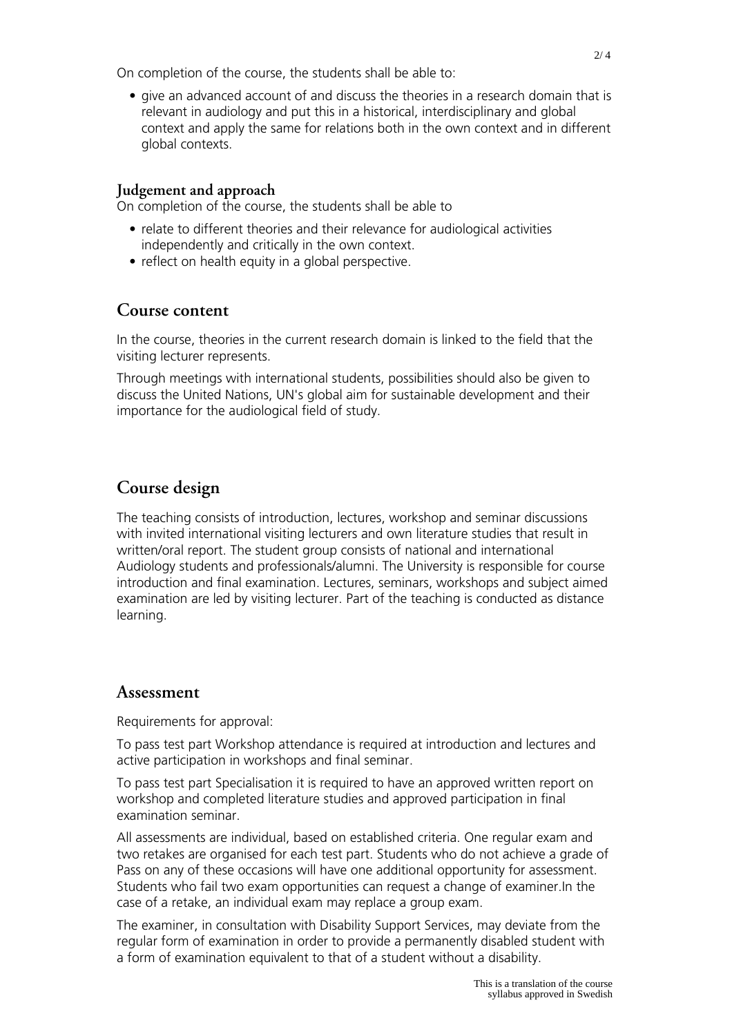On completion of the course, the students shall be able to:

- give an advanced account of and discuss the theories in a research domain that is relevant in audiology and put this in a historical, interdisciplinary and global context and apply the same for relations both in the own context and in different global contexts.

### Judgement and approach

On completion of the course, the students shall be able to

- relate to different theories and their relevance for audiological activities independently and critically in the own context.
- reflect on health equity in a global perspective.

## Course content

In the course, theories in the current research domain is linked to the field that the visiting lecturer represents.

Through meetings with international students, possibilities should also be given to discuss the United Nations, UN's global aim for sustainable development and their importance for the audiological field of study.

## Course design

The teaching consists of introduction, lectures, workshop and seminar discussions with invited international visiting lecturers and own literature studies that result in written/oral report. The student group consists of national and international Audiology students and professionals/alumni. The University is responsible for course introduction and final examination. Lectures, seminars, workshops and subject aimed examination are led by visiting lecturer. Part of the teaching is conducted as distance learning.

## Assessment

Requirements for approval:

To pass test part Workshop attendance is required at introduction and lectures and active participation in workshops and final seminar.

To pass test part Specialisation it is required to have an approved written report on workshop and completed literature studies and approved participation in final examination seminar.

All assessments are individual, based on established criteria. One regular exam and two retakes are organised for each test part. Students who do not achieve a grade of Pass on any of these occasions will have one additional opportunity for assessment. Students who fail two exam opportunities can request a change of examiner.In the case of a retake, an individual exam may replace a group exam.

The examiner, in consultation with Disability Support Services, may deviate from the regular form of examination in order to provide a permanently disabled student with a form of examination equivalent to that of a student without a disability.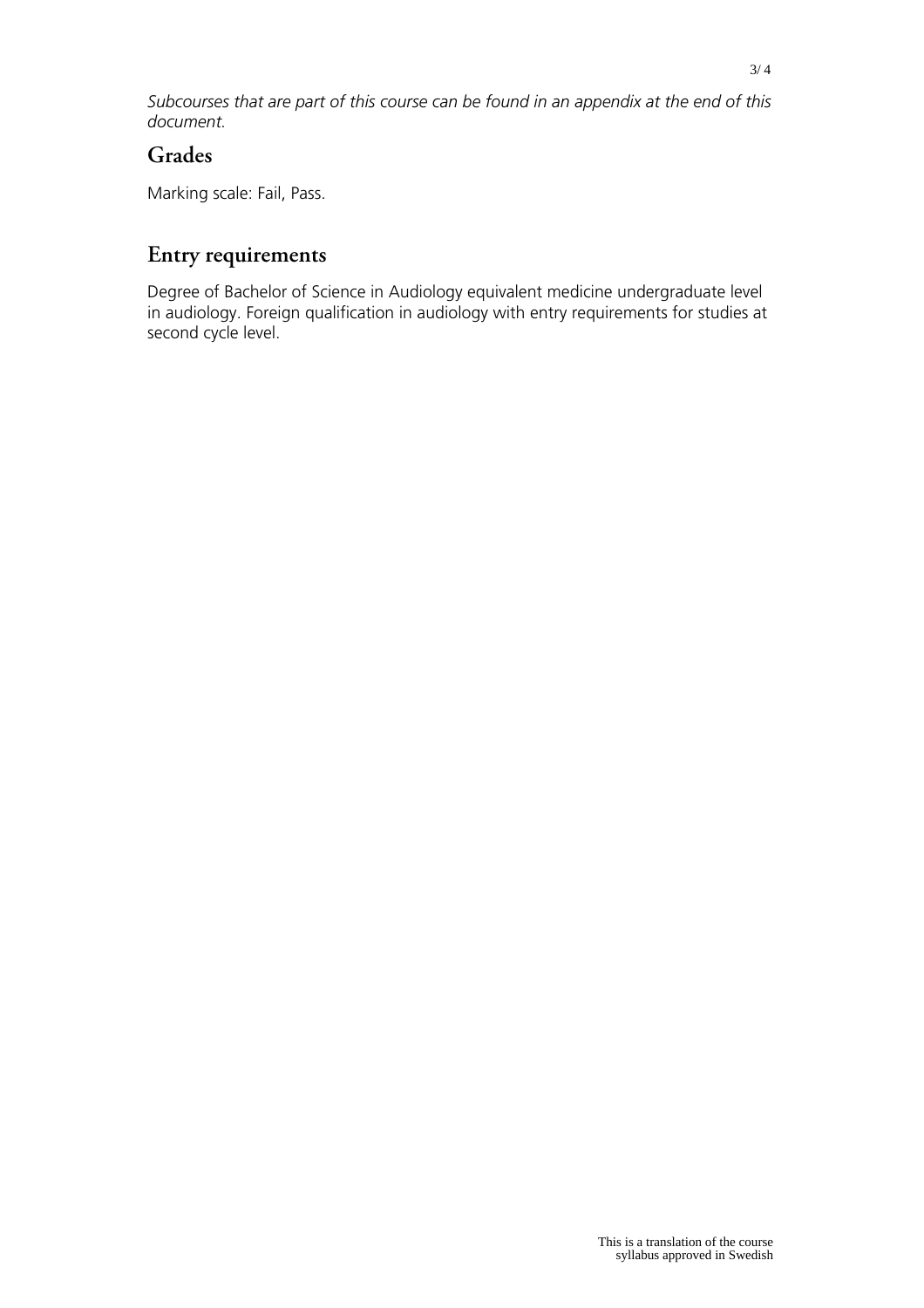*Subcourses that are part of this course can be found in an appendix at the end of this document.*

## Grades

Marking scale: Fail, Pass.

## Entry requirements

Degree of Bachelor of Science in Audiology equivalent medicine undergraduate level in audiology. Foreign qualification in audiology with entry requirements for studies at second cycle level.

This is a translation of the course syllabus approved in Swedish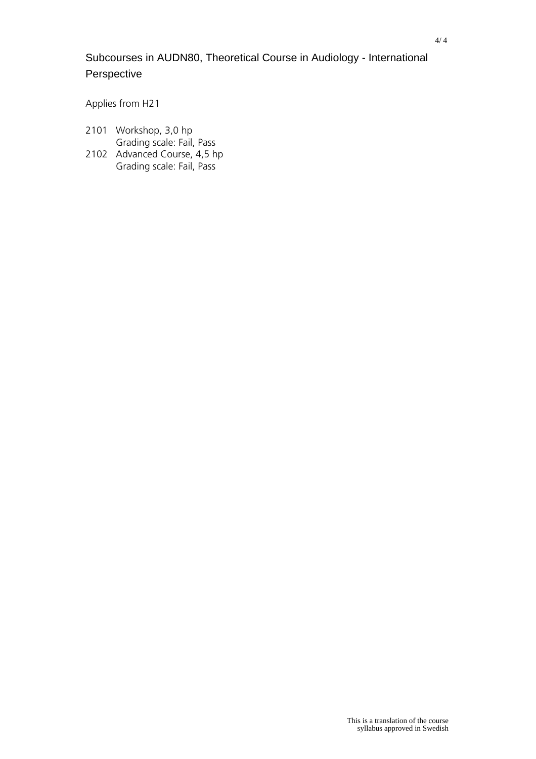## Subcourses in AUDN80, Theoretical Course in Audiology - International Perspective

Applies from H21

2101 Workshop, 3,0 hp
Grading scale: Fail, Pass

2102 Advanced Course, 4,5 hp
Grading scale: Fail, Pass

This is a translation of the course syllabus approved in Swedish